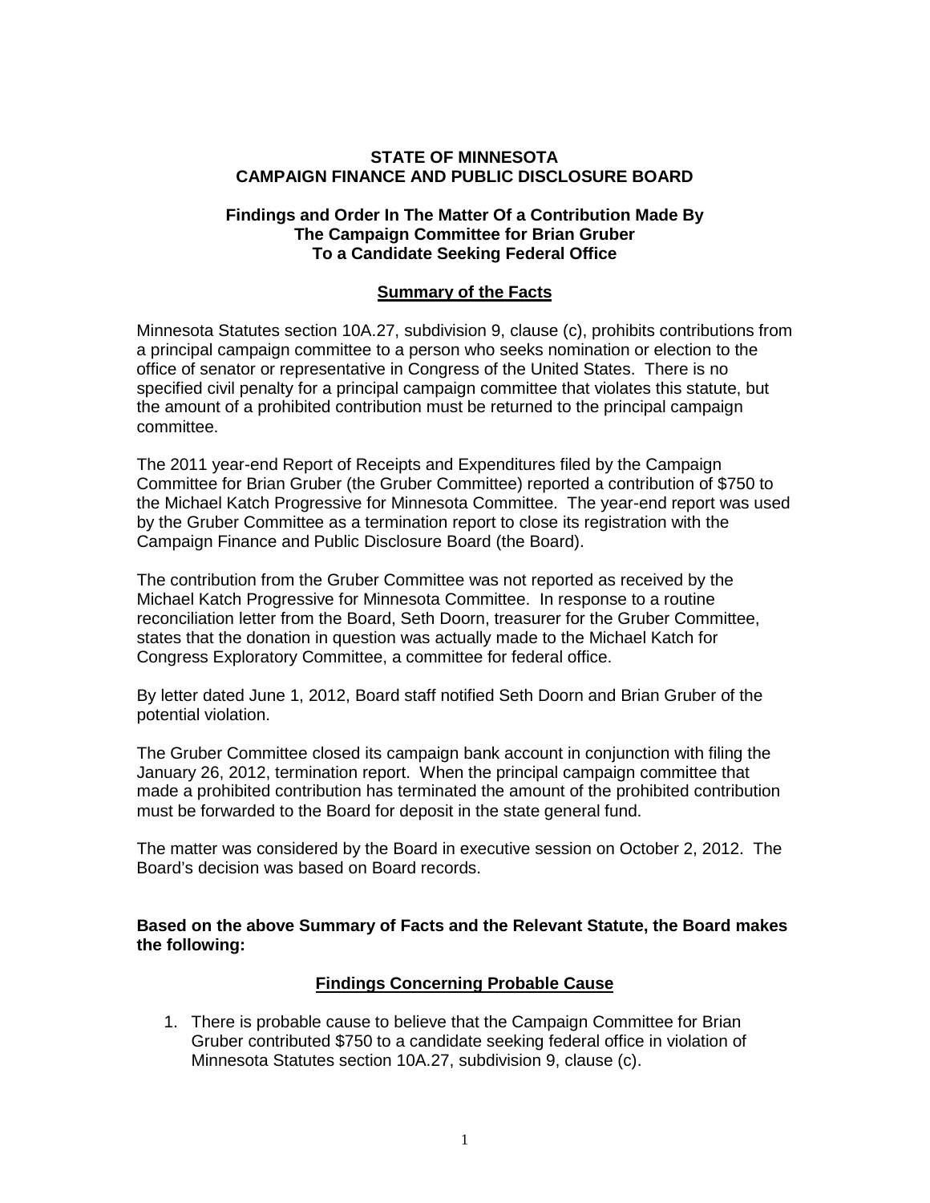**STATE OF MINNESOTA**
**CAMPAIGN FINANCE AND PUBLIC DISCLOSURE BOARD**

**Findings and Order In The Matter Of a Contribution Made By The Campaign Committee for Brian Gruber To a Candidate Seeking Federal Office**

## Summary of the Facts

Minnesota Statutes section 10A.27, subdivision 9, clause (c), prohibits contributions from a principal campaign committee to a person who seeks nomination or election to the office of senator or representative in Congress of the United States. There is no specified civil penalty for a principal campaign committee that violates this statute, but the amount of a prohibited contribution must be returned to the principal campaign committee.

The 2011 year-end Report of Receipts and Expenditures filed by the Campaign Committee for Brian Gruber (the Gruber Committee) reported a contribution of $750 to the Michael Katch Progressive for Minnesota Committee. The year-end report was used by the Gruber Committee as a termination report to close its registration with the Campaign Finance and Public Disclosure Board (the Board).

The contribution from the Gruber Committee was not reported as received by the Michael Katch Progressive for Minnesota Committee. In response to a routine reconciliation letter from the Board, Seth Doorn, treasurer for the Gruber Committee, states that the donation in question was actually made to the Michael Katch for Congress Exploratory Committee, a committee for federal office.

By letter dated June 1, 2012, Board staff notified Seth Doorn and Brian Gruber of the potential violation.

The Gruber Committee closed its campaign bank account in conjunction with filing the January 26, 2012, termination report. When the principal campaign committee that made a prohibited contribution has terminated the amount of the prohibited contribution must be forwarded to the Board for deposit in the state general fund.

The matter was considered by the Board in executive session on October 2, 2012. The Board's decision was based on Board records.

**Based on the above Summary of Facts and the Relevant Statute, the Board makes the following:**

## Findings Concerning Probable Cause

1. There is probable cause to believe that the Campaign Committee for Brian Gruber contributed $750 to a candidate seeking federal office in violation of Minnesota Statutes section 10A.27, subdivision 9, clause (c).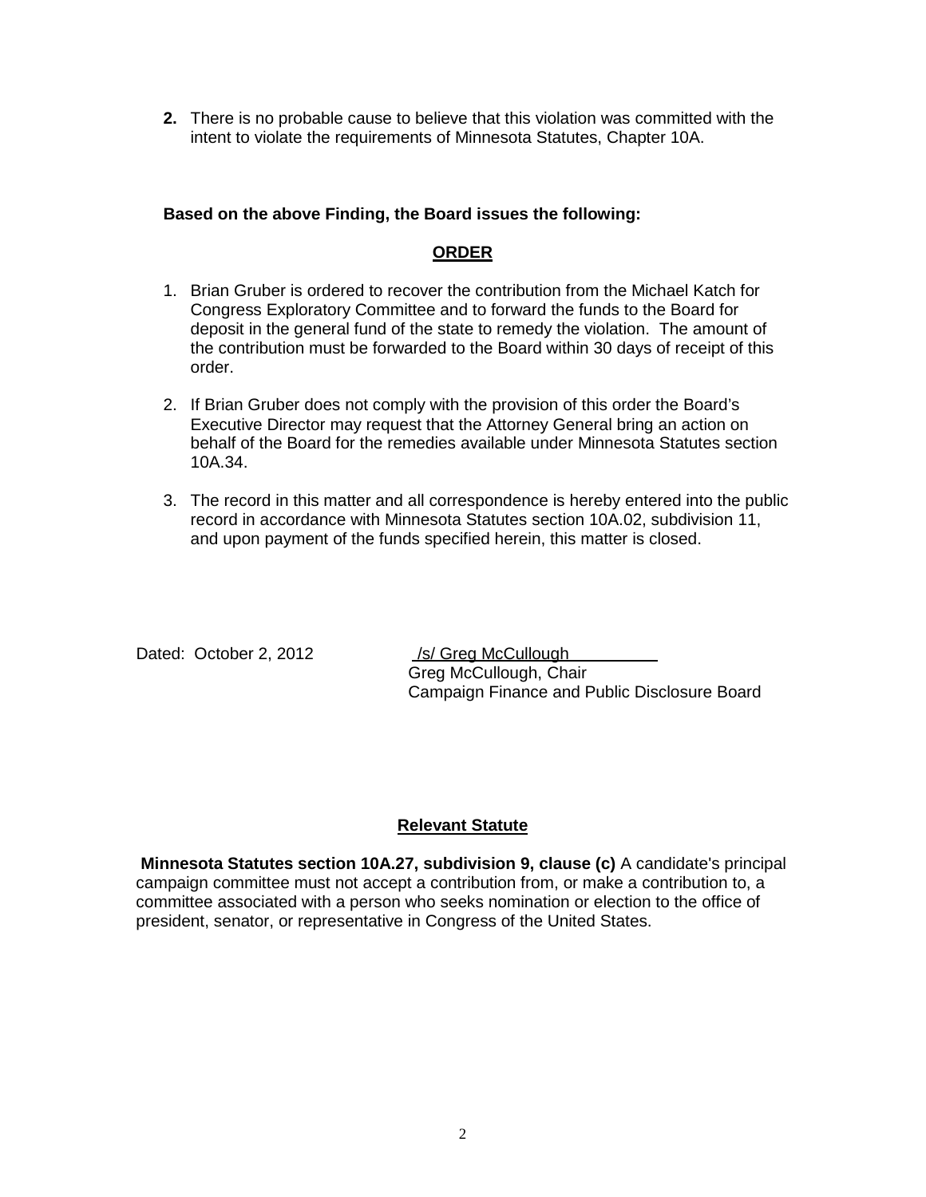**2.** There is no probable cause to believe that this violation was committed with the intent to violate the requirements of Minnesota Statutes, Chapter 10A.

**Based on the above Finding, the Board issues the following:**

## ORDER

1. Brian Gruber is ordered to recover the contribution from the Michael Katch for Congress Exploratory Committee and to forward the funds to the Board for deposit in the general fund of the state to remedy the violation. The amount of the contribution must be forwarded to the Board within 30 days of receipt of this order.

2. If Brian Gruber does not comply with the provision of this order the Board's Executive Director may request that the Attorney General bring an action on behalf of the Board for the remedies available under Minnesota Statutes section 10A.34.

3. The record in this matter and all correspondence is hereby entered into the public record in accordance with Minnesota Statutes section 10A.02, subdivision 11, and upon payment of the funds specified herein, this matter is closed.

Dated: October 2, 2012

/s/ Greg McCullough
Greg McCullough, Chair
Campaign Finance and Public Disclosure Board

## Relevant Statute

**Minnesota Statutes section 10A.27, subdivision 9, clause (c)** A candidate's principal campaign committee must not accept a contribution from, or make a contribution to, a committee associated with a person who seeks nomination or election to the office of president, senator, or representative in Congress of the United States.